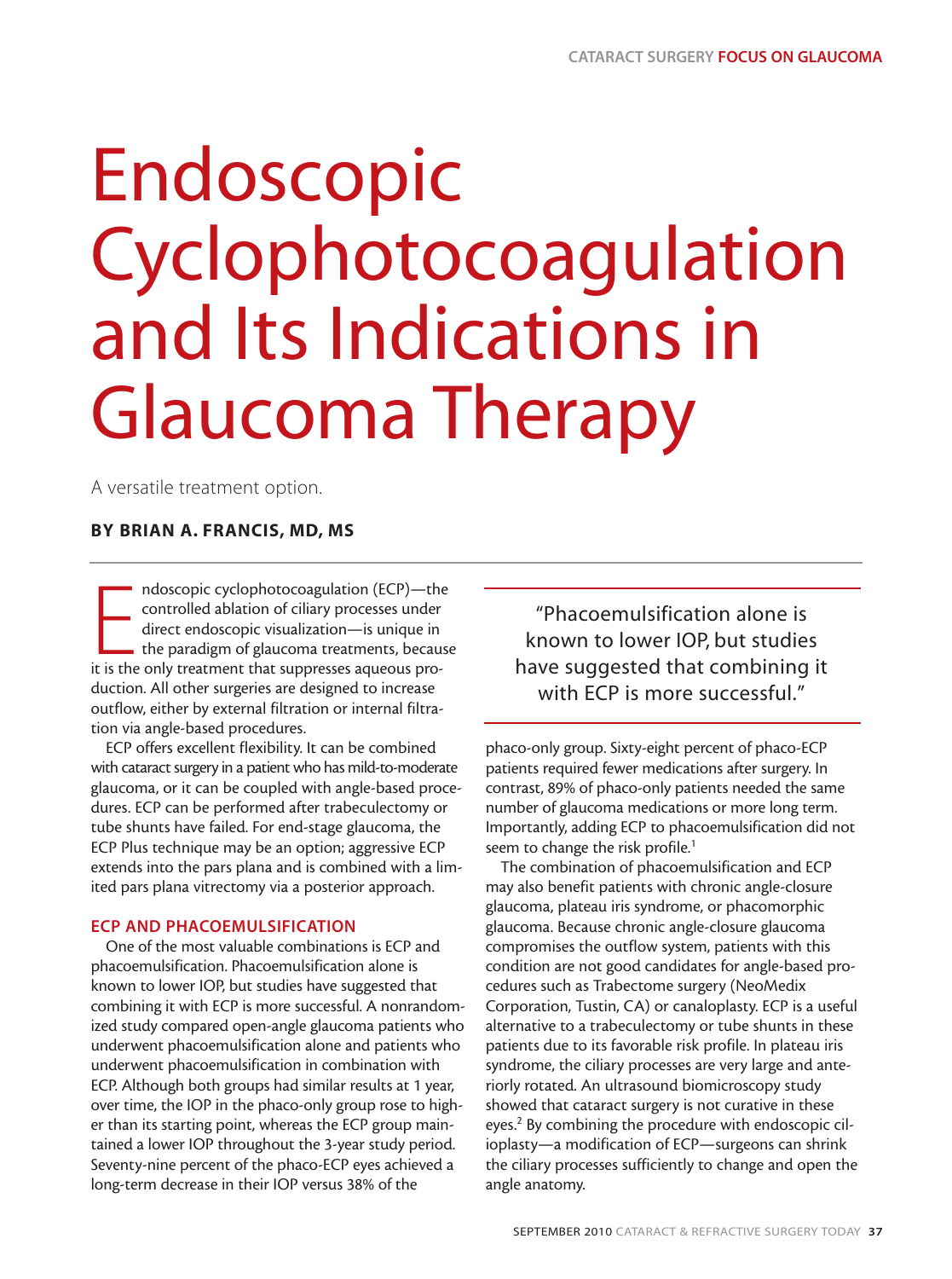# Endoscopic Cyclophotocoagulation and Its Indications in Glaucoma Therapy

A versatile treatment option.

**BY BRIAN A. FRANCIS, MD, MS**

Endoscopic cyclophotocoagulation (ECP)—the controlled ablation of ciliary processes under direct endoscopic visualization—is unique in the paradigm of glaucoma treatments, because it is the only treatment that suppresses aqueous production. All other surgeries are designed to increase outflow, either by external filtration or internal filtration via angle-based procedures.

ECP offers excellent flexibility. It can be combined with cataract surgery in a patient who has mild-to-moderate glaucoma, or it can be coupled with angle-based procedures. ECP can be performed after trabeculectomy or tube shunts have failed. For end-stage glaucoma, the ECP Plus technique may be an option; aggressive ECP extends into the pars plana and is combined with a limited pars plana vitrectomy via a posterior approach.

## ECP AND PHACOEMULSIFICATION

One of the most valuable combinations is ECP and phacoemulsification. Phacoemulsification alone is known to lower IOP, but studies have suggested that combining it with ECP is more successful. A nonrandomized study compared open-angle glaucoma patients who underwent phacoemulsification alone and patients who underwent phacoemulsification in combination with ECP. Although both groups had similar results at 1 year, over time, the IOP in the phaco-only group rose to higher than its starting point, whereas the ECP group maintained a lower IOP throughout the 3-year study period. Seventy-nine percent of the phaco-ECP eyes achieved a long-term decrease in their IOP versus 38% of the phaco-only group. Sixty-eight percent of phaco-ECP patients required fewer medications after surgery. In contrast, 89% of phaco-only patients needed the same number of glaucoma medications or more long term. Importantly, adding ECP to phacoemulsification did not seem to change the risk profile.[1]

> "Phacoemulsification alone is known to lower IOP, but studies have suggested that combining it with ECP is more successful."

The combination of phacoemulsification and ECP may also benefit patients with chronic angle-closure glaucoma, plateau iris syndrome, or phacomorphic glaucoma. Because chronic angle-closure glaucoma compromises the outflow system, patients with this condition are not good candidates for angle-based procedures such as Trabectome surgery (NeoMedix Corporation, Tustin, CA) or canaloplasty. ECP is a useful alternative to a trabeculectomy or tube shunts in these patients due to its favorable risk profile. In plateau iris syndrome, the ciliary processes are very large and anteriorly rotated. An ultrasound biomicroscopy study showed that cataract surgery is not curative in these eyes.[2] By combining the procedure with endoscopic cilioplasty—a modification of ECP—surgeons can shrink the ciliary processes sufficiently to change and open the angle anatomy.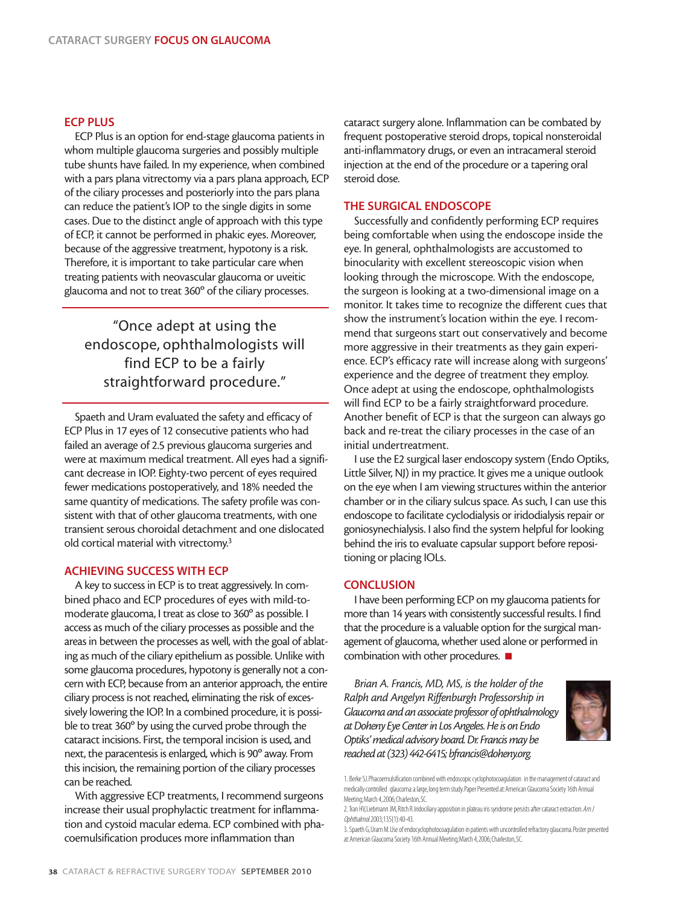## ECP PLUS

ECP Plus is an option for end-stage glaucoma patients in whom multiple glaucoma surgeries and possibly multiple tube shunts have failed. In my experience, when combined with a pars plana vitrectomy via a pars plana approach, ECP of the ciliary processes and posteriorly into the pars plana can reduce the patient's IOP to the single digits in some cases. Due to the distinct angle of approach with this type of ECP, it cannot be performed in phakic eyes. Moreover, because of the aggressive treatment, hypotony is a risk. Therefore, it is important to take particular care when treating patients with neovascular glaucoma or uveitic glaucoma and not to treat 360º of the ciliary processes.

> "Once adept at using the endoscope, ophthalmologists will find ECP to be a fairly straightforward procedure."

Spaeth and Uram evaluated the safety and efficacy of ECP Plus in 17 eyes of 12 consecutive patients who had failed an average of 2.5 previous glaucoma surgeries and were at maximum medical treatment. All eyes had a significant decrease in IOP. Eighty-two percent of eyes required fewer medications postoperatively, and 18% needed the same quantity of medications. The safety profile was consistent with that of other glaucoma treatments, with one transient serous choroidal detachment and one dislocated old cortical material with vitrectomy.[3]

## ACHIEVING SUCCESS WITH ECP

A key to success in ECP is to treat aggressively. In combined phaco and ECP procedures of eyes with mild-to-moderate glaucoma, I treat as close to 360º as possible. I access as much of the ciliary processes as possible and the areas in between the processes as well, with the goal of ablating as much of the ciliary epithelium as possible. Unlike with some glaucoma procedures, hypotony is generally not a concern with ECP, because from an anterior approach, the entire ciliary process is not reached, eliminating the risk of excessively lowering the IOP. In a combined procedure, it is possible to treat 360º by using the curved probe through the cataract incisions. First, the temporal incision is used, and next, the paracentesis is enlarged, which is 90º away. From this incision, the remaining portion of the ciliary processes can be reached.

With aggressive ECP treatments, I recommend surgeons increase their usual prophylactic treatment for inflammation and cystoid macular edema. ECP combined with phacoemulsification produces more inflammation than cataract surgery alone. Inflammation can be combated by frequent postoperative steroid drops, topical nonsteroidal anti-inflammatory drugs, or even an intracameral steroid injection at the end of the procedure or a tapering oral steroid dose.

## THE SURGICAL ENDOSCOPE

Successfully and confidently performing ECP requires being comfortable when using the endoscope inside the eye. In general, ophthalmologists are accustomed to binocularity with excellent stereoscopic vision when looking through the microscope. With the endoscope, the surgeon is looking at a two-dimensional image on a monitor. It takes time to recognize the different cues that show the instrument's location within the eye. I recommend that surgeons start out conservatively and become more aggressive in their treatments as they gain experience. ECP's efficacy rate will increase along with surgeons' experience and the degree of treatment they employ. Once adept at using the endoscope, ophthalmologists will find ECP to be a fairly straightforward procedure. Another benefit of ECP is that the surgeon can always go back and re-treat the ciliary processes in the case of an initial undertreatment.

I use the E2 surgical laser endoscopy system (Endo Optiks, Little Silver, NJ) in my practice. It gives me a unique outlook on the eye when I am viewing structures within the anterior chamber or in the ciliary sulcus space. As such, I can use this endoscope to facilitate cyclodialysis or iridodialysis repair or goniosynechialysis. I also find the system helpful for looking behind the iris to evaluate capsular support before repositioning or placing IOLs.

## CONCLUSION

I have been performing ECP on my glaucoma patients for more than 14 years with consistently successful results. I find that the procedure is a valuable option for the surgical management of glaucoma, whether used alone or performed in combination with other procedures. ■

*Brian A. Francis, MD, MS, is the holder of the Ralph and Angelyn Riffenburgh Professorship in Glaucoma and an associate professor of ophthalmology at Doheny Eye Center in Los Angeles. He is on Endo Optiks' medical advisory board. Dr. Francis may be reached at (323) 442-6415; bfrancis@doheny.org.*

1. Berke SJ. Phacoemulsification combined with endoscopic cyclophotocoagulation in the management of cataract and medically controlled glaucoma: a large, long term study. Paper Presented at: American Glaucoma Society 16th Annual Meeting; March 4, 2006; Charleston, SC.
2. Tran HV, Liebmann JM, Ritch R. Iridociliary apposition in plateau iris syndrome persists after cataract extraction. *Am J Ophthalmol.* 2003;135(1):40-43.
3. Spaeth G, Uram M. Use of endocyclophotocoagulation in patients with uncontrolled refractory glaucoma. Poster presented at: American Glaucoma Society 16th Annual Meeting; March 4, 2006; Charleston, SC.